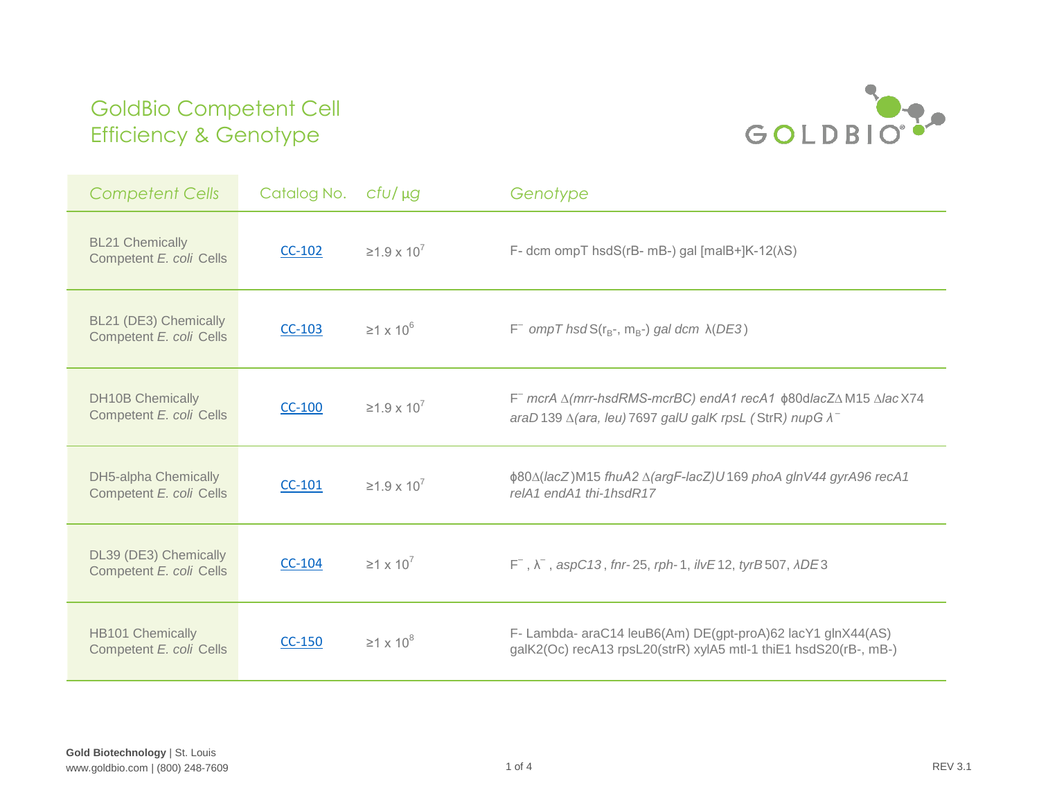# GoldBio Competent Cell Efficiency & Genotype

| Competent Cells | Catalog No. | cfu/ µg | Genotype |
|---|---|---|---|
| BL21 Chemically Competent *E. coli* Cells | CC-102 | ≥$1.9 \times 10^7$ | F- dcm ompT hsdS(rB- mB-) gal [malB+]K-12(λS) |
| BL21 (DE3) Chemically Competent *E. coli* Cells | CC-103 | ≥$1 \times 10^6$ | $F^-$ *ompT hsd* S($r_B$-, $m_B$-) *gal dcm* λ(*DE3*) |
| DH10B Chemically Competent *E. coli* Cells | CC-100 | ≥$1.9 \times 10^7$ | $F^-$ *mcrA* Δ*(mrr-hsdRMS-mcrBC) endA1 recA1* ϕ80d*lacZ*ΔM15 Δ*lac*X74 *araD*139 Δ*(ara, leu)*7697 *galU galK rpsL* (StrR) *nupG* $\lambda^-$ |
| DH5-alpha Chemically Competent *E. coli* Cells | CC-101 | ≥$1.9 \times 10^7$ | ϕ80Δ(*lacZ*)M15 *fhuA2* Δ*(argF-lacZ)U*169 *phoA glnV44 gyrA96 recA1 relA1 endA1 thi-1hsdR17* |
| DL39 (DE3) Chemically Competent *E. coli* Cells | CC-104 | ≥$1 \times 10^7$ | $F^-$, $\lambda^-$, *aspC13*, *fnr-*25, *rph-*1, *ilvE*12, *tyrB*507, *λDE*3 |
| HB101 Chemically Competent *E. coli* Cells | CC-150 | ≥$1 \times 10^8$ | F- Lambda- araC14 leuB6(Am) DE(gpt-proA)62 lacY1 glnX44(AS) galK2(Oc) recA13 rpsL20(strR) xylA5 mtl-1 thiE1 hsdS20(rB-, mB-) |

**Gold Biotechnology** | St. Louis
www.goldbio.com | (800) 248-7609

REV 3.1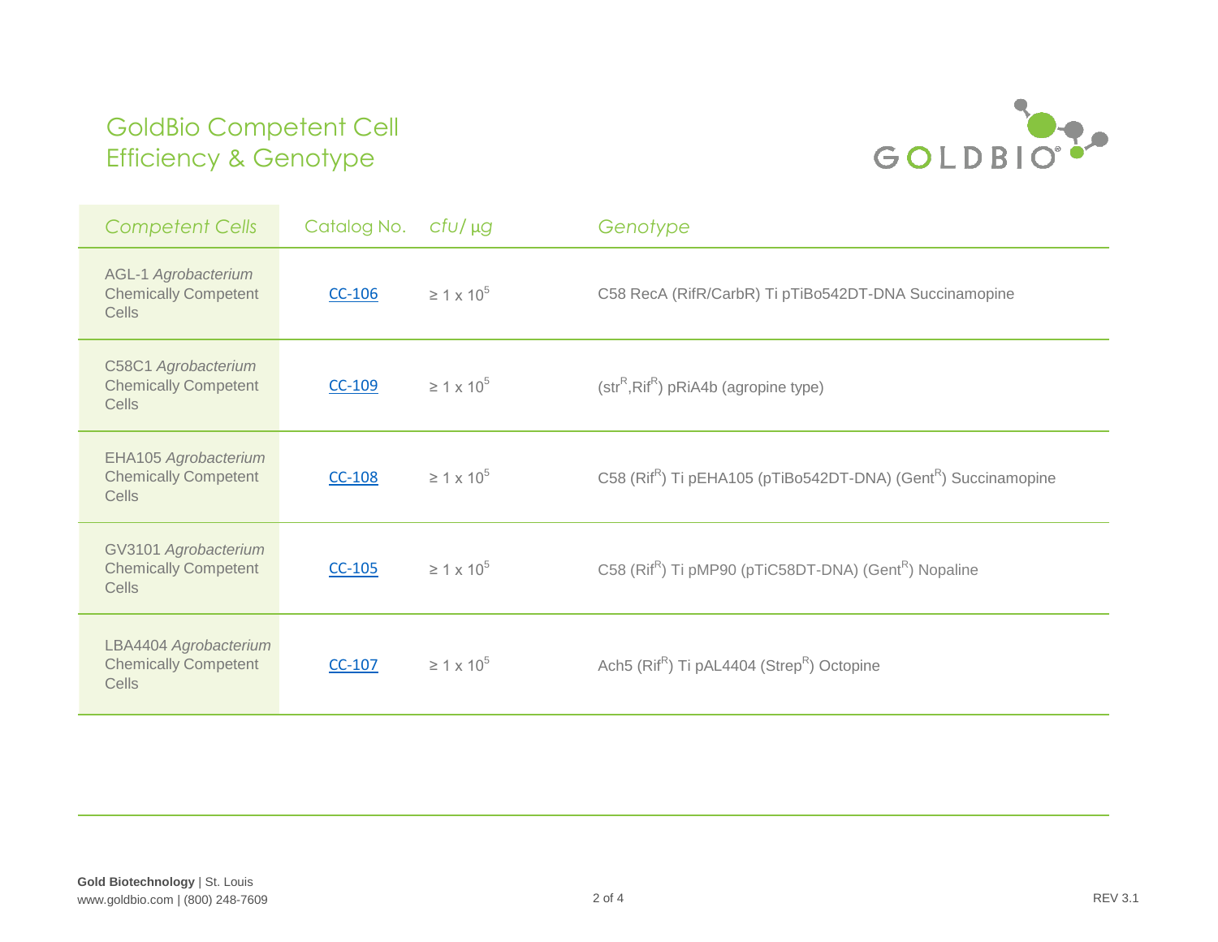# GoldBio Competent Cell Efficiency & Genotype

| *Competent Cells* | Catalog No. | *cfu/ µg* | *Genotype* |
|---|---|---|---|
| AGL-1 *Agrobacterium* Chemically Competent Cells | CC-106 | ≥ 1 x $10^5$ | C58 RecA (RifR/CarbR) Ti pTiBo542DT-DNA Succinamopine |
| C58C1 *Agrobacterium* Chemically Competent Cells | CC-109 | ≥ 1 x $10^5$ | ($str^R$,$Rif^R$) pRiA4b (agropine type) |
| EHA105 *Agrobacterium* Chemically Competent Cells | CC-108 | ≥ 1 x $10^5$ | C58 ($Rif^R$) Ti pEHA105 (pTiBo542DT-DNA) ($Gent^R$) Succinamopine |
| GV3101 *Agrobacterium* Chemically Competent Cells | CC-105 | ≥ 1 x $10^5$ | C58 ($Rif^R$) Ti pMP90 (pTiC58DT-DNA) ($Gent^R$) Nopaline |
| LBA4404 *Agrobacterium* Chemically Competent Cells | CC-107 | ≥ 1 x $10^5$ | Ach5 ($Rif^R$) Ti pAL4404 ($Strep^R$) Octopine |

**Gold Biotechnology** | St. Louis
www.goldbio.com | (800) 248-7609

REV 3.1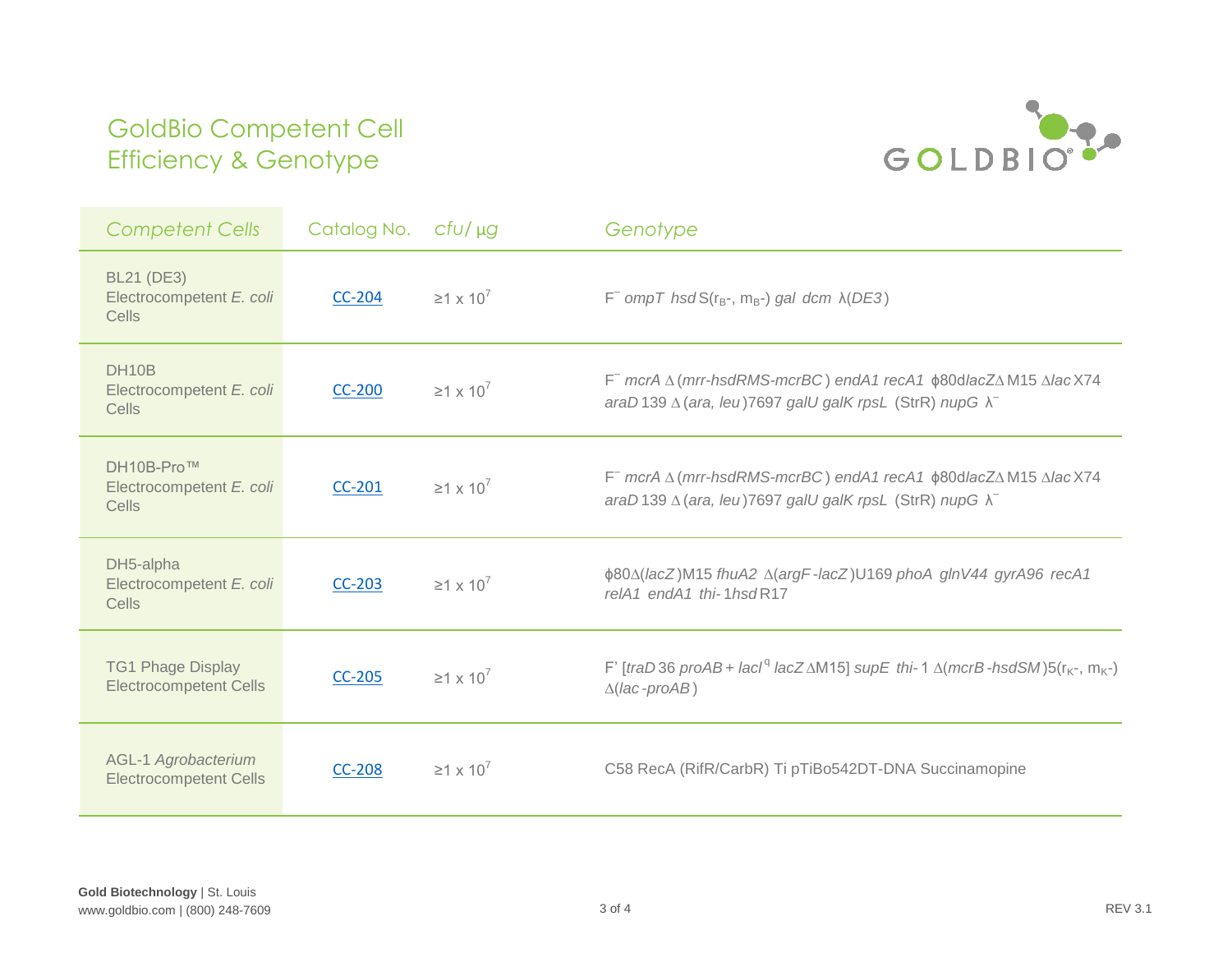# GoldBio Competent Cell Efficiency & Genotype

| *Competent Cells* | Catalog No. | *cfu/ µg* | *Genotype* |
|---|---|---|---|
| BL21 (DE3) Electrocompetent *E. coli* Cells | CC-204 | ≥1 x $10^7$ | $F^-$ *ompT hsd*S($r_B$-, $m_B$-) *gal dcm* λ(*DE3*) |
| DH10B Electrocompetent *E. coli* Cells | CC-200 | ≥1 x $10^7$ | $F^-$ *mcrA* Δ(*mrr-hsdRMS-mcrBC*) *endA1 recA1* ϕ80d*lacZ*ΔM15 Δ*lac*X74 *araD*139 Δ(*ara, leu*)7697 *galU galK rpsL* (StrR) *nupG* $λ^-$ |
| DH10B-Pro™ Electrocompetent *E. coli* Cells | CC-201 | ≥1 x $10^7$ | $F^-$ *mcrA* Δ(*mrr-hsdRMS-mcrBC*) *endA1 recA1* ϕ80d*lacZ*ΔM15 Δ*lac*X74 *araD*139 Δ(*ara, leu*)7697 *galU galK rpsL* (StrR) *nupG* $λ^-$ |
| DH5-alpha Electrocompetent *E. coli* Cells | CC-203 | ≥1 x $10^7$ | ϕ80Δ(*lacZ*)M15 *fhuA2* Δ(*argF-lacZ*)U169 *phoA glnV44 gyrA96 recA1 relA1 endA1 thi-*1*hsd*R17 |
| TG1 Phage Display Electrocompetent Cells | CC-205 | ≥1 x $10^7$ | F' [*traD*36 *proAB* + *lacI*$^q$ *lacZ*ΔM15] *supE thi-*1 Δ(*mcrB-hsdSM*)5($r_K$-, $m_K$-) Δ(*lac-proAB*) |
| AGL-1 *Agrobacterium* Electrocompetent Cells | CC-208 | ≥1 x $10^7$ | C58 RecA (RifR/CarbR) Ti pTiBo542DT-DNA Succinamopine |

**Gold Biotechnology** | St. Louis
www.goldbio.com | (800) 248-7609

REV 3.1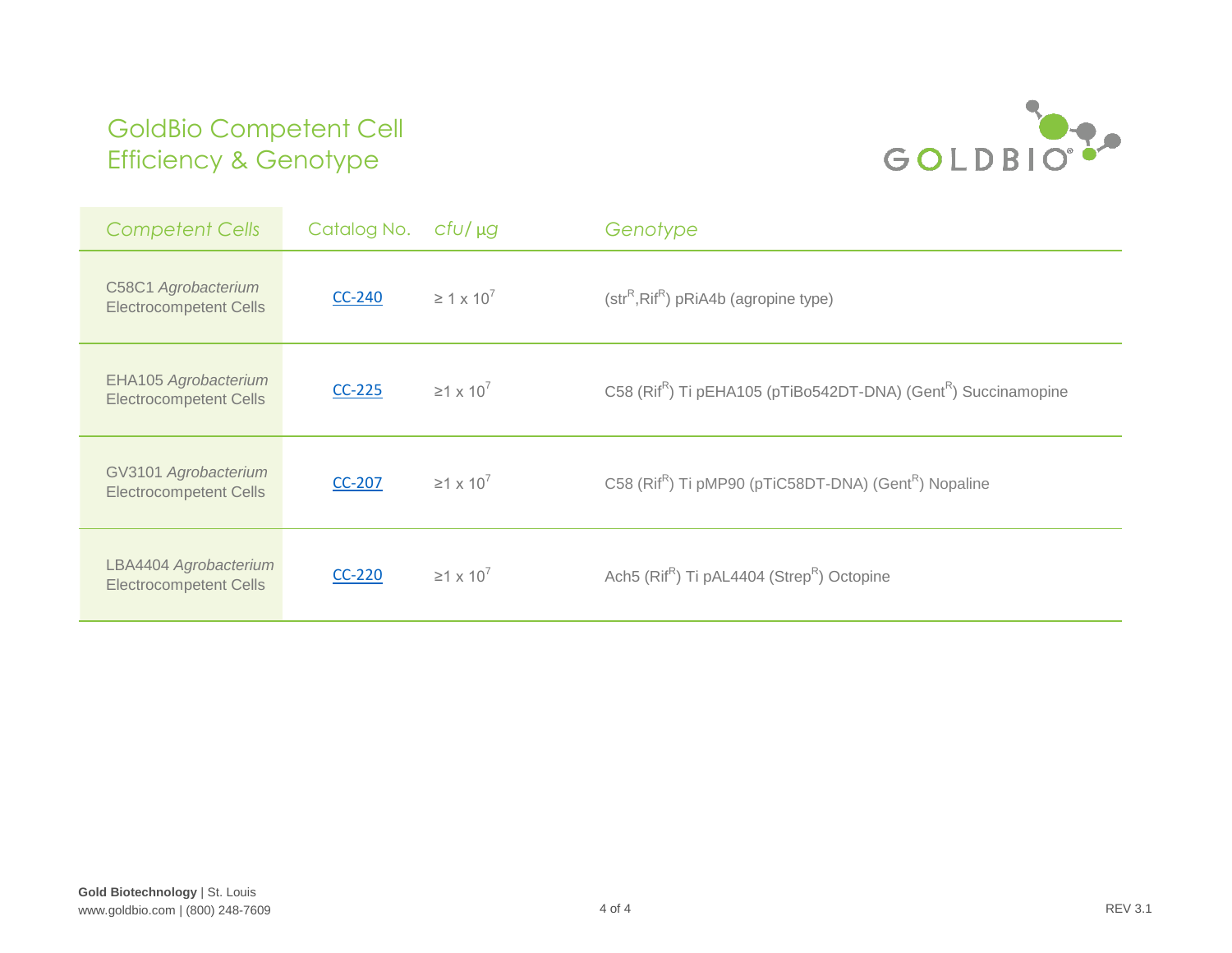# GoldBio Competent Cell Efficiency & Genotype

| *Competent Cells* | Catalog No. | *cfu/ µg* | *Genotype* |
|---|---|---|---|
| C58C1 *Agrobacterium* Electrocompetent Cells | CC-240 | ≥ 1 x $10^7$ | ($str^R$,$Rif^R$) pRiA4b (agropine type) |
| EHA105 *Agrobacterium* Electrocompetent Cells | CC-225 | ≥1 x $10^7$ | C58 ($Rif^R$) Ti pEHA105 (pTiBo542DT-DNA) ($Gent^R$) Succinamopine |
| GV3101 *Agrobacterium* Electrocompetent Cells | CC-207 | ≥1 x $10^7$ | C58 ($Rif^R$) Ti pMP90 (pTiC58DT-DNA) ($Gent^R$) Nopaline |
| LBA4404 *Agrobacterium* Electrocompetent Cells | CC-220 | ≥1 x $10^7$ | Ach5 ($Rif^R$) Ti pAL4404 ($Strep^R$) Octopine |

**Gold Biotechnology** | St. Louis
www.goldbio.com | (800) 248-7609

REV 3.1